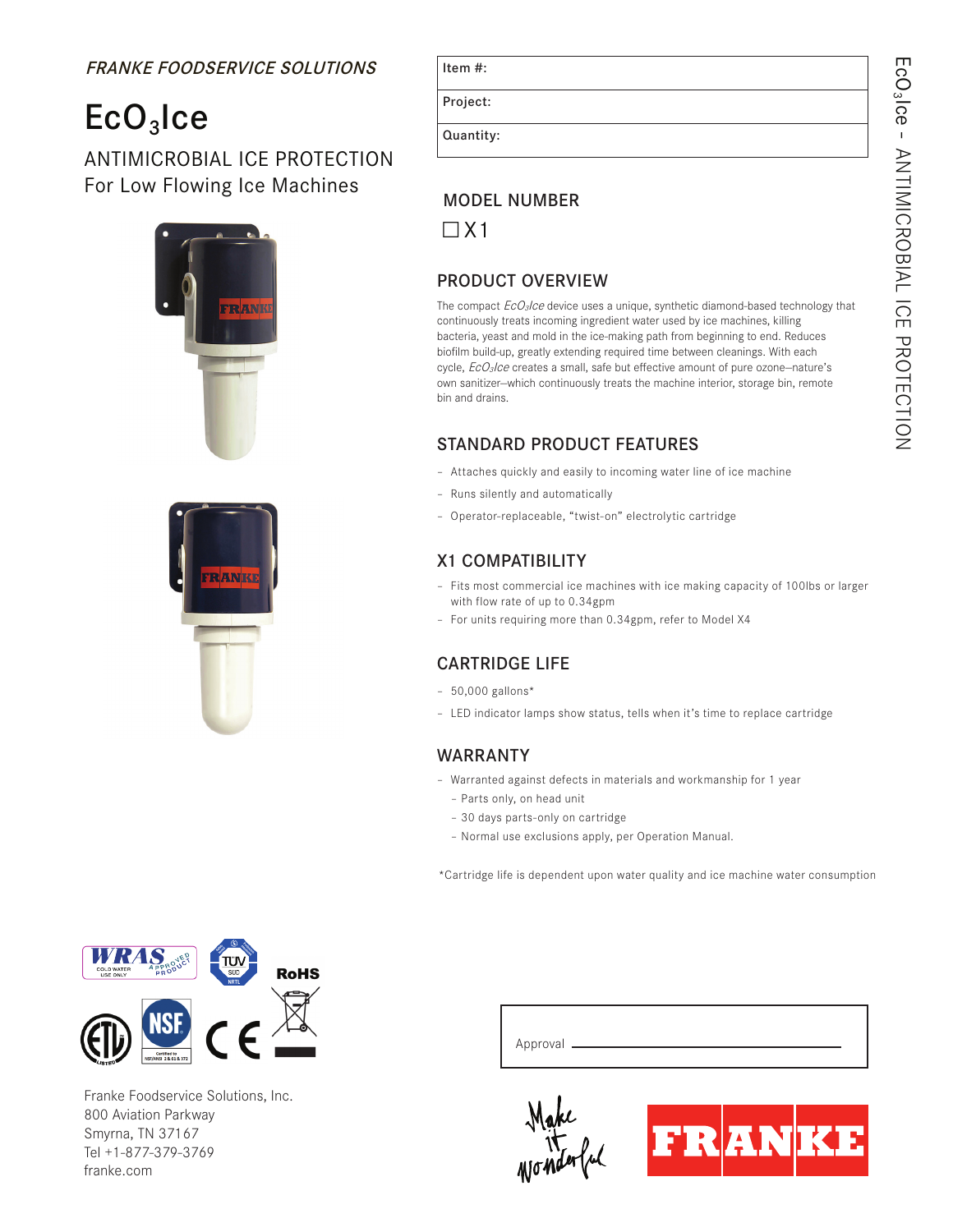*FRANKE FOODSERVICE SOLUTIONS*

# $EcO_3Ice$

## ANTIMICROBIAL ICE PROTECTION
For Low Flowing Ice Machines

| Item #: |
|---|
| Project: |
| Quantity: |

## MODEL NUMBER

☐ X1

## PRODUCT OVERVIEW

The compact *$EcO_3Ice$* device uses a unique, synthetic diamond-based technology that continuously treats incoming ingredient water used by ice machines, killing bacteria, yeast and mold in the ice-making path from beginning to end. Reduces biofilm build-up, greatly extending required time between cleanings. With each cycle, *$EcO_3Ice$* creates a small, safe but effective amount of pure ozone–nature's own sanitizer–which continuously treats the machine interior, storage bin, remote bin and drains.

## STANDARD PRODUCT FEATURES

- Attaches quickly and easily to incoming water line of ice machine
- Runs silently and automatically
- Operator-replaceable, "twist-on" electrolytic cartridge

## X1 COMPATIBILITY

- Fits most commercial ice machines with ice making capacity of 100lbs or larger with flow rate of up to 0.34gpm
- For units requiring more than 0.34gpm, refer to Model X4

## CARTRIDGE LIFE

- 50,000 gallons*
- LED indicator lamps show status, tells when it's time to replace cartridge

## WARRANTY

- Warranted against defects in materials and workmanship for 1 year
  - Parts only, on head unit
  - 30 days parts-only on cartridge
  - Normal use exclusions apply, per Operation Manual.

*Cartridge life is dependent upon water quality and ice machine water consumption

WRAS APPROVED PRODUCT – COLD WATER USE ONLY · TÜV SÜD NRTL · RoHS · ETL LISTED · NSF Certified to NSF/ANSI 2 & 61 & 372 · CE

Approval ____________________

Franke Foodservice Solutions, Inc.
800 Aviation Parkway
Smyrna, TN 37167
Tel +1-877-379-3769
franke.com

Make it wonderful

FRANKE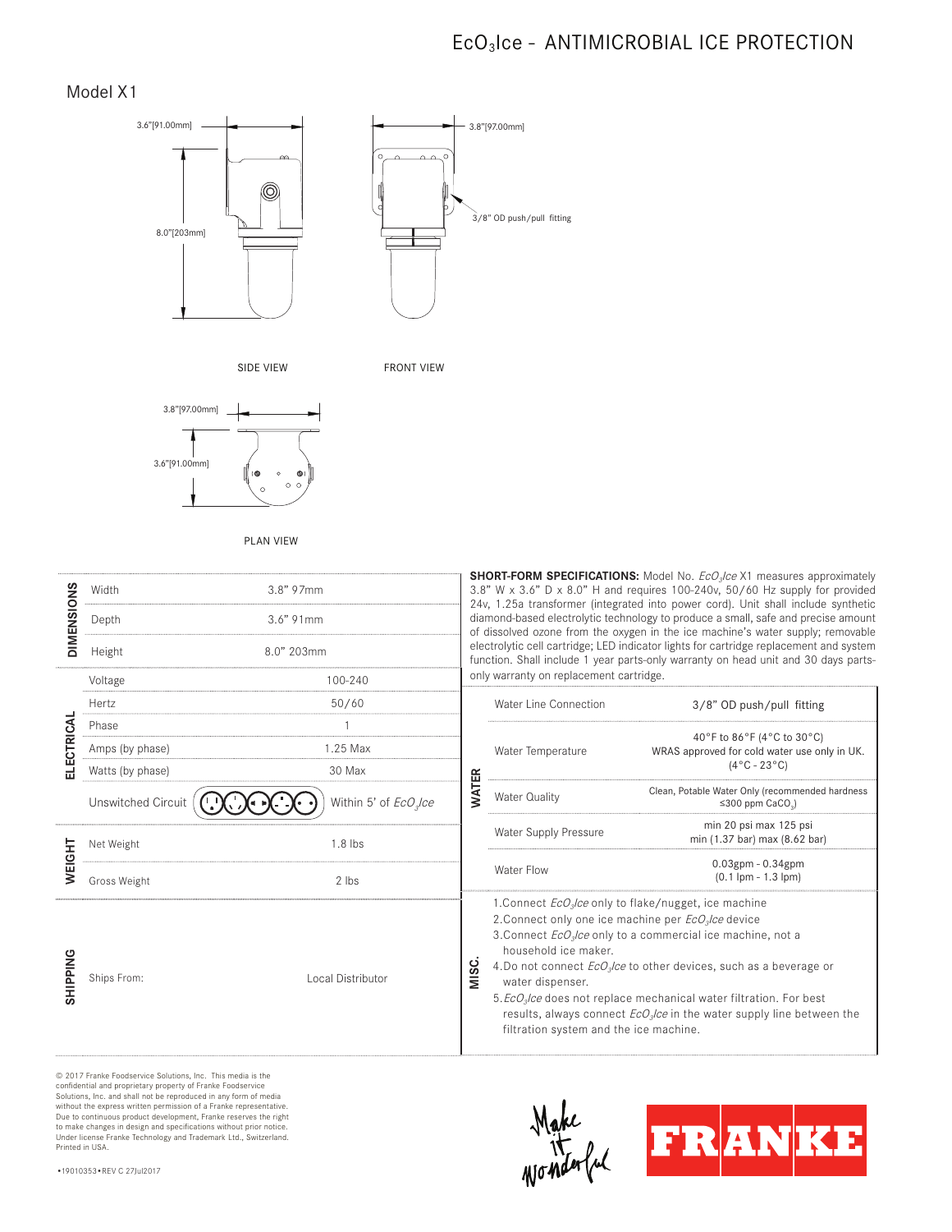# $EcO_3Ice$ - ANTIMICROBIAL ICE PROTECTION

## Model X1

3.6"[91.00mm]

8.0"[203mm]

3.8"[97.00mm]

3/8" OD push/pull fitting

SIDE VIEW

FRONT VIEW

3.8"[97.00mm]

3.6"[91.00mm]

PLAN VIEW

| | | |
|---|---|---|
| **DIMENSIONS** | Width | 3.8" 97mm |
| | Depth | 3.6" 91mm |
| | Height | 8.0" 203mm |
| **ELECTRICAL** | Voltage | 100-240 |
| | Hertz | 50/60 |
| | Phase | 1 |
| | Amps (by phase) | 1.25 Max |
| | Watts (by phase) | 30 Max |
| | Unswitched Circuit | Within 5' of *$EcO_3Ice$* |
| **WEIGHT** | Net Weight | 1.8 lbs |
| | Gross Weight | 2 lbs |
| **SHIPPING** | Ships From: | Local Distributor |

**SHORT-FORM SPECIFICATIONS:** Model No. *$EcO_3Ice$* X1 measures approximately 3.8" W x 3.6" D x 8.0" H and requires 100-240v, 50/60 Hz supply for provided 24v, 1.25a transformer (integrated into power cord). Unit shall include synthetic diamond-based electrolytic technology to produce a small, safe and precise amount of dissolved ozone from the oxygen in the ice machine's water supply; removable electrolytic cell cartridge; LED indicator lights for cartridge replacement and system function. Shall include 1 year parts-only warranty on head unit and 30 days parts-only warranty on replacement cartridge.

| | | |
|---|---|---|
| **WATER** | Water Line Connection | 3/8" OD push/pull fitting |
| | Water Temperature | 40°F to 86°F (4°C to 30°C) WRAS approved for cold water use only in UK. (4°C - 23°C) |
| | Water Quality | Clean, Potable Water Only (recommended hardness ≤300 ppm $CaCO_3$) |
| | Water Supply Pressure | min 20 psi max 125 psi min (1.37 bar) max (8.62 bar) |
| | Water Flow | 0.03gpm - 0.34gpm (0.1 lpm - 1.3 lpm) |

**MISC.**

1. Connect *$EcO_3Ice$* only to flake/nugget, ice machine
2. Connect only one ice machine per *$EcO_3Ice$* device
3. Connect *$EcO_3Ice$* only to a commercial ice machine, not a household ice maker.
4. Do not connect *$EcO_3Ice$* to other devices, such as a beverage or water dispenser.
5. *$EcO_3Ice$* does not replace mechanical water filtration. For best results, always connect *$EcO_3Ice$* in the water supply line between the filtration system and the ice machine.

© 2017 Franke Foodservice Solutions, Inc. This media is the confidential and proprietary property of Franke Foodservice Solutions, Inc. and shall not be reproduced in any form of media without the express written permission of a Franke representative. Due to continuous product development, Franke reserves the right to make changes in design and specifications without prior notice. Under license Franke Technology and Trademark Ltd., Switzerland. Printed in USA.

•19010353•REV C 27Jul2017

Make it wonderful

FRANKE